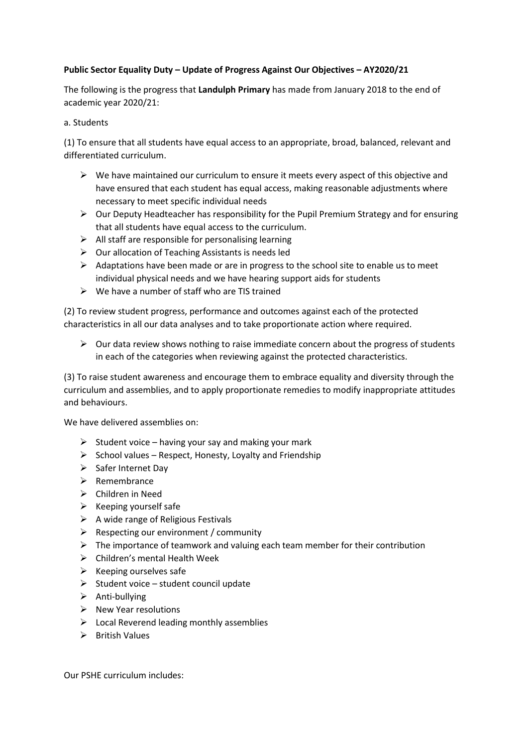**Public Sector Equality Duty – Update of Progress Against Our Objectives – AY2020/21**

The following is the progress that **Landulph Primary** has made from January 2018 to the end of academic year 2020/21:

a. Students

(1) To ensure that all students have equal access to an appropriate, broad, balanced, relevant and differentiated curriculum.

- We have maintained our curriculum to ensure it meets every aspect of this objective and have ensured that each student has equal access, making reasonable adjustments where necessary to meet specific individual needs
- Our Deputy Headteacher has responsibility for the Pupil Premium Strategy and for ensuring that all students have equal access to the curriculum.
- All staff are responsible for personalising learning
- Our allocation of Teaching Assistants is needs led
- Adaptations have been made or are in progress to the school site to enable us to meet individual physical needs and we have hearing support aids for students
- We have a number of staff who are TIS trained

(2) To review student progress, performance and outcomes against each of the protected characteristics in all our data analyses and to take proportionate action where required.

- Our data review shows nothing to raise immediate concern about the progress of students in each of the categories when reviewing against the protected characteristics.

(3) To raise student awareness and encourage them to embrace equality and diversity through the curriculum and assemblies, and to apply proportionate remedies to modify inappropriate attitudes and behaviours.

We have delivered assemblies on:

- Student voice – having your say and making your mark
- School values – Respect, Honesty, Loyalty and Friendship
- Safer Internet Day
- Remembrance
- Children in Need
- Keeping yourself safe
- A wide range of Religious Festivals
- Respecting our environment / community
- The importance of teamwork and valuing each team member for their contribution
- Children's mental Health Week
- Keeping ourselves safe
- Student voice – student council update
- Anti-bullying
- New Year resolutions
- Local Reverend leading monthly assemblies
- British Values

Our PSHE curriculum includes: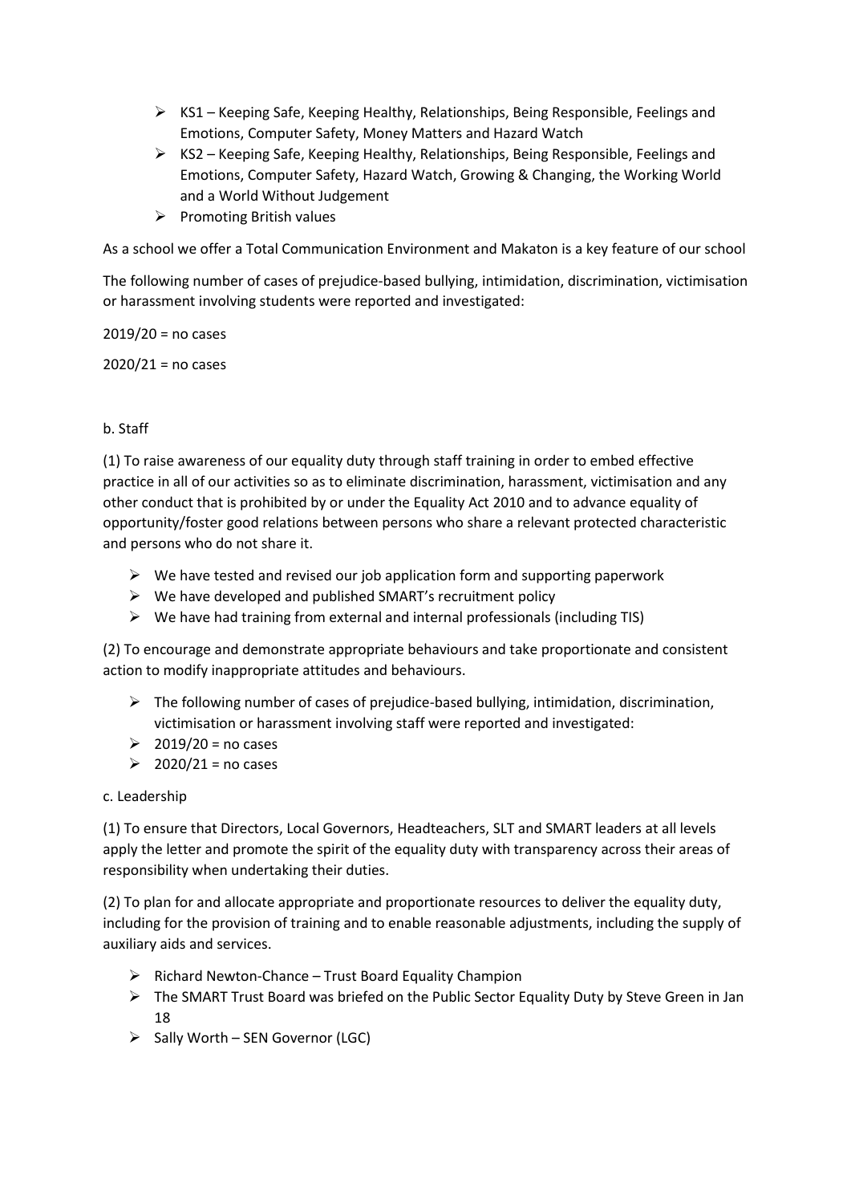- KS1 – Keeping Safe, Keeping Healthy, Relationships, Being Responsible, Feelings and Emotions, Computer Safety, Money Matters and Hazard Watch
- KS2 – Keeping Safe, Keeping Healthy, Relationships, Being Responsible, Feelings and Emotions, Computer Safety, Hazard Watch, Growing & Changing, the Working World and a World Without Judgement
- Promoting British values

As a school we offer a Total Communication Environment and Makaton is a key feature of our school

The following number of cases of prejudice-based bullying, intimidation, discrimination, victimisation or harassment involving students were reported and investigated:

2019/20 = no cases

2020/21 = no cases

b. Staff

(1) To raise awareness of our equality duty through staff training in order to embed effective practice in all of our activities so as to eliminate discrimination, harassment, victimisation and any other conduct that is prohibited by or under the Equality Act 2010 and to advance equality of opportunity/foster good relations between persons who share a relevant protected characteristic and persons who do not share it.

- We have tested and revised our job application form and supporting paperwork
- We have developed and published SMART's recruitment policy
- We have had training from external and internal professionals (including TIS)

(2) To encourage and demonstrate appropriate behaviours and take proportionate and consistent action to modify inappropriate attitudes and behaviours.

- The following number of cases of prejudice-based bullying, intimidation, discrimination, victimisation or harassment involving staff were reported and investigated:
- 2019/20 = no cases
- 2020/21 = no cases

c. Leadership

(1) To ensure that Directors, Local Governors, Headteachers, SLT and SMART leaders at all levels apply the letter and promote the spirit of the equality duty with transparency across their areas of responsibility when undertaking their duties.

(2) To plan for and allocate appropriate and proportionate resources to deliver the equality duty, including for the provision of training and to enable reasonable adjustments, including the supply of auxiliary aids and services.

- Richard Newton-Chance – Trust Board Equality Champion
- The SMART Trust Board was briefed on the Public Sector Equality Duty by Steve Green in Jan 18
- Sally Worth – SEN Governor (LGC)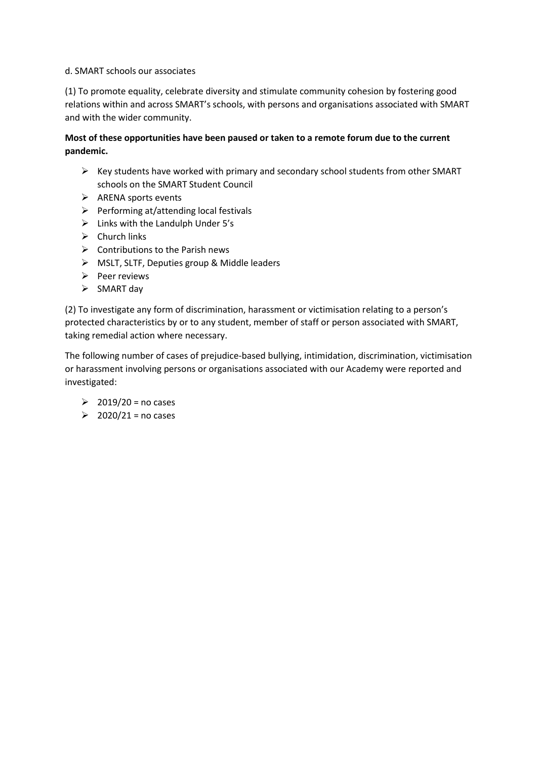d. SMART schools our associates

(1) To promote equality, celebrate diversity and stimulate community cohesion by fostering good relations within and across SMART's schools, with persons and organisations associated with SMART and with the wider community.

**Most of these opportunities have been paused or taken to a remote forum due to the current pandemic.**

- Key students have worked with primary and secondary school students from other SMART schools on the SMART Student Council
- ARENA sports events
- Performing at/attending local festivals
- Links with the Landulph Under 5's
- Church links
- Contributions to the Parish news
- MSLT, SLTF, Deputies group & Middle leaders
- Peer reviews
- SMART day

(2) To investigate any form of discrimination, harassment or victimisation relating to a person's protected characteristics by or to any student, member of staff or person associated with SMART, taking remedial action where necessary.

The following number of cases of prejudice-based bullying, intimidation, discrimination, victimisation or harassment involving persons or organisations associated with our Academy were reported and investigated:

- 2019/20 = no cases
- 2020/21 = no cases